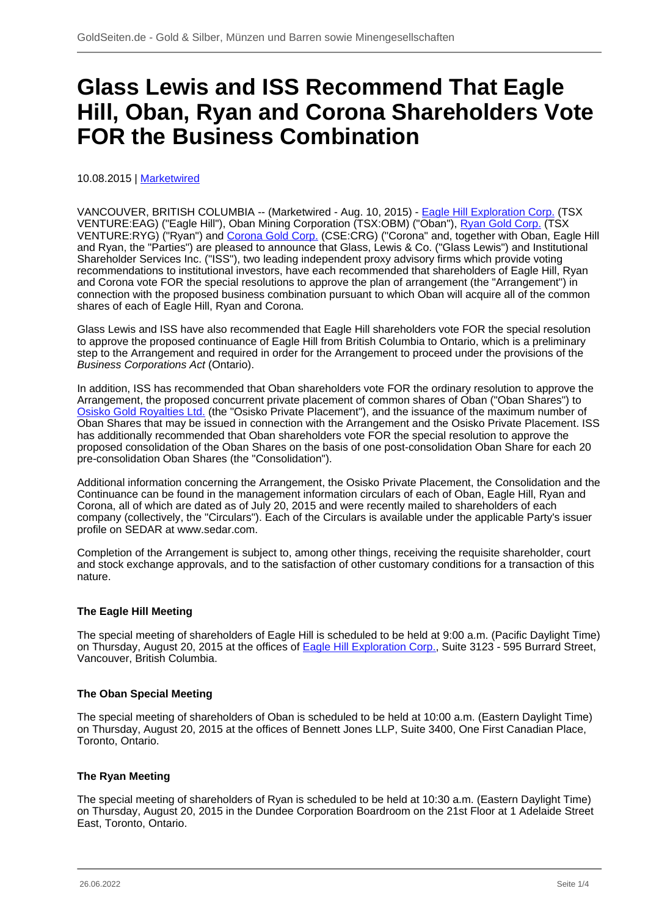# Glass Lewis and ISS Recommend That Eagle Hill, Oban, Ryan and Corona Shareholders Vote FOR the Business Combination

10.08.2015 | Marketwired

VANCOUVER, BRITISH COLUMBIA -- (Marketwired - Aug. 10, 2015) - Eagle Hill Exploration Corp. (TSX VENTURE:EAG) ("Eagle Hill"), Oban Mining Corporation (TSX:OBM) ("Oban"), Ryan Gold Corp. (TSX VENTURE:RYG) ("Ryan") and Corona Gold Corp. (CSE:CRG) ("Corona" and, together with Oban, Eagle Hill and Ryan, the "Parties") are pleased to announce that Glass, Lewis & Co. ("Glass Lewis") and Institutional Shareholder Services Inc. ("ISS"), two leading independent proxy advisory firms which provide voting recommendations to institutional investors, have each recommended that shareholders of Eagle Hill, Ryan and Corona vote FOR the special resolutions to approve the plan of arrangement (the "Arrangement") in connection with the proposed business combination pursuant to which Oban will acquire all of the common shares of each of Eagle Hill, Ryan and Corona.

Glass Lewis and ISS have also recommended that Eagle Hill shareholders vote FOR the special resolution to approve the proposed continuance of Eagle Hill from British Columbia to Ontario, which is a preliminary step to the Arrangement and required in order for the Arrangement to proceed under the provisions of the *Business Corporations Act* (Ontario).

In addition, ISS has recommended that Oban shareholders vote FOR the ordinary resolution to approve the Arrangement, the proposed concurrent private placement of common shares of Oban ("Oban Shares") to Osisko Gold Royalties Ltd. (the "Osisko Private Placement"), and the issuance of the maximum number of Oban Shares that may be issued in connection with the Arrangement and the Osisko Private Placement. ISS has additionally recommended that Oban shareholders vote FOR the special resolution to approve the proposed consolidation of the Oban Shares on the basis of one post-consolidation Oban Share for each 20 pre-consolidation Oban Shares (the "Consolidation").

Additional information concerning the Arrangement, the Osisko Private Placement, the Consolidation and the Continuance can be found in the management information circulars of each of Oban, Eagle Hill, Ryan and Corona, all of which are dated as of July 20, 2015 and were recently mailed to shareholders of each company (collectively, the "Circulars"). Each of the Circulars is available under the applicable Party's issuer profile on SEDAR at www.sedar.com.

Completion of the Arrangement is subject to, among other things, receiving the requisite shareholder, court and stock exchange approvals, and to the satisfaction of other customary conditions for a transaction of this nature.

**The Eagle Hill Meeting**

The special meeting of shareholders of Eagle Hill is scheduled to be held at 9:00 a.m. (Pacific Daylight Time) on Thursday, August 20, 2015 at the offices of Eagle Hill Exploration Corp., Suite 3123 - 595 Burrard Street, Vancouver, British Columbia.

**The Oban Special Meeting**

The special meeting of shareholders of Oban is scheduled to be held at 10:00 a.m. (Eastern Daylight Time) on Thursday, August 20, 2015 at the offices of Bennett Jones LLP, Suite 3400, One First Canadian Place, Toronto, Ontario.

**The Ryan Meeting**

The special meeting of shareholders of Ryan is scheduled to be held at 10:30 a.m. (Eastern Daylight Time) on Thursday, August 20, 2015 in the Dundee Corporation Boardroom on the 21st Floor at 1 Adelaide Street East, Toronto, Ontario.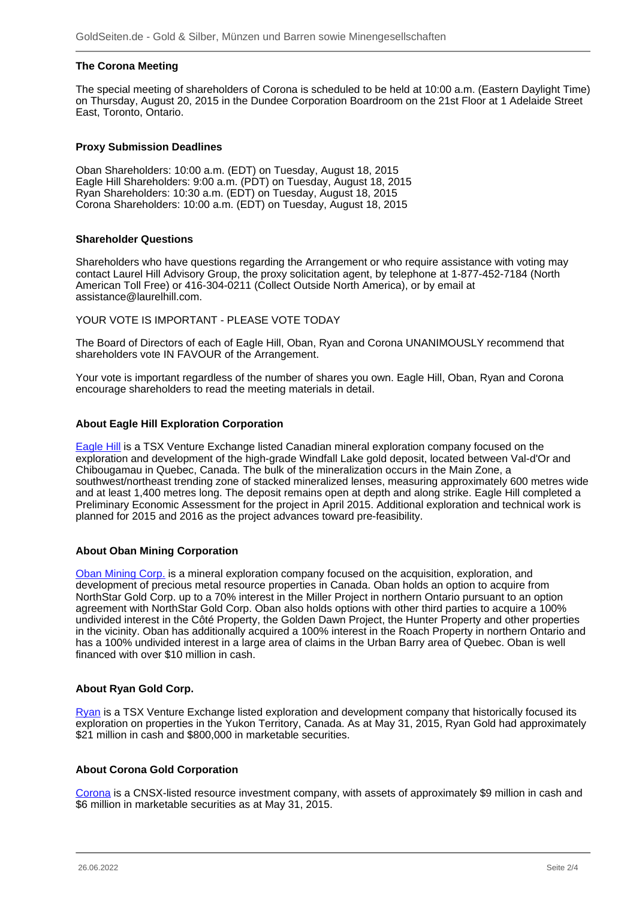### The Corona Meeting

The special meeting of shareholders of Corona is scheduled to be held at 10:00 a.m. (Eastern Daylight Time) on Thursday, August 20, 2015 in the Dundee Corporation Boardroom on the 21st Floor at 1 Adelaide Street East, Toronto, Ontario.

### Proxy Submission Deadlines

Oban Shareholders: 10:00 a.m. (EDT) on Tuesday, August 18, 2015
Eagle Hill Shareholders: 9:00 a.m. (PDT) on Tuesday, August 18, 2015
Ryan Shareholders: 10:30 a.m. (EDT) on Tuesday, August 18, 2015
Corona Shareholders: 10:00 a.m. (EDT) on Tuesday, August 18, 2015

### Shareholder Questions

Shareholders who have questions regarding the Arrangement or who require assistance with voting may contact Laurel Hill Advisory Group, the proxy solicitation agent, by telephone at 1-877-452-7184 (North American Toll Free) or 416-304-0211 (Collect Outside North America), or by email at assistance@laurelhill.com.

YOUR VOTE IS IMPORTANT - PLEASE VOTE TODAY

The Board of Directors of each of Eagle Hill, Oban, Ryan and Corona UNANIMOUSLY recommend that shareholders vote IN FAVOUR of the Arrangement.

Your vote is important regardless of the number of shares you own. Eagle Hill, Oban, Ryan and Corona encourage shareholders to read the meeting materials in detail.

### About Eagle Hill Exploration Corporation

Eagle Hill is a TSX Venture Exchange listed Canadian mineral exploration company focused on the exploration and development of the high-grade Windfall Lake gold deposit, located between Val-d'Or and Chibougamau in Quebec, Canada. The bulk of the mineralization occurs in the Main Zone, a southwest/northeast trending zone of stacked mineralized lenses, measuring approximately 600 metres wide and at least 1,400 metres long. The deposit remains open at depth and along strike. Eagle Hill completed a Preliminary Economic Assessment for the project in April 2015. Additional exploration and technical work is planned for 2015 and 2016 as the project advances toward pre-feasibility.

### About Oban Mining Corporation

Oban Mining Corp. is a mineral exploration company focused on the acquisition, exploration, and development of precious metal resource properties in Canada. Oban holds an option to acquire from NorthStar Gold Corp. up to a 70% interest in the Miller Project in northern Ontario pursuant to an option agreement with NorthStar Gold Corp. Oban also holds options with other third parties to acquire a 100% undivided interest in the Côté Property, the Golden Dawn Project, the Hunter Property and other properties in the vicinity. Oban has additionally acquired a 100% interest in the Roach Property in northern Ontario and has a 100% undivided interest in a large area of claims in the Urban Barry area of Quebec. Oban is well financed with over $10 million in cash.

### About Ryan Gold Corp.

Ryan is a TSX Venture Exchange listed exploration and development company that historically focused its exploration on properties in the Yukon Territory, Canada. As at May 31, 2015, Ryan Gold had approximately $21 million in cash and $800,000 in marketable securities.

### About Corona Gold Corporation

Corona is a CNSX-listed resource investment company, with assets of approximately $9 million in cash and $6 million in marketable securities as at May 31, 2015.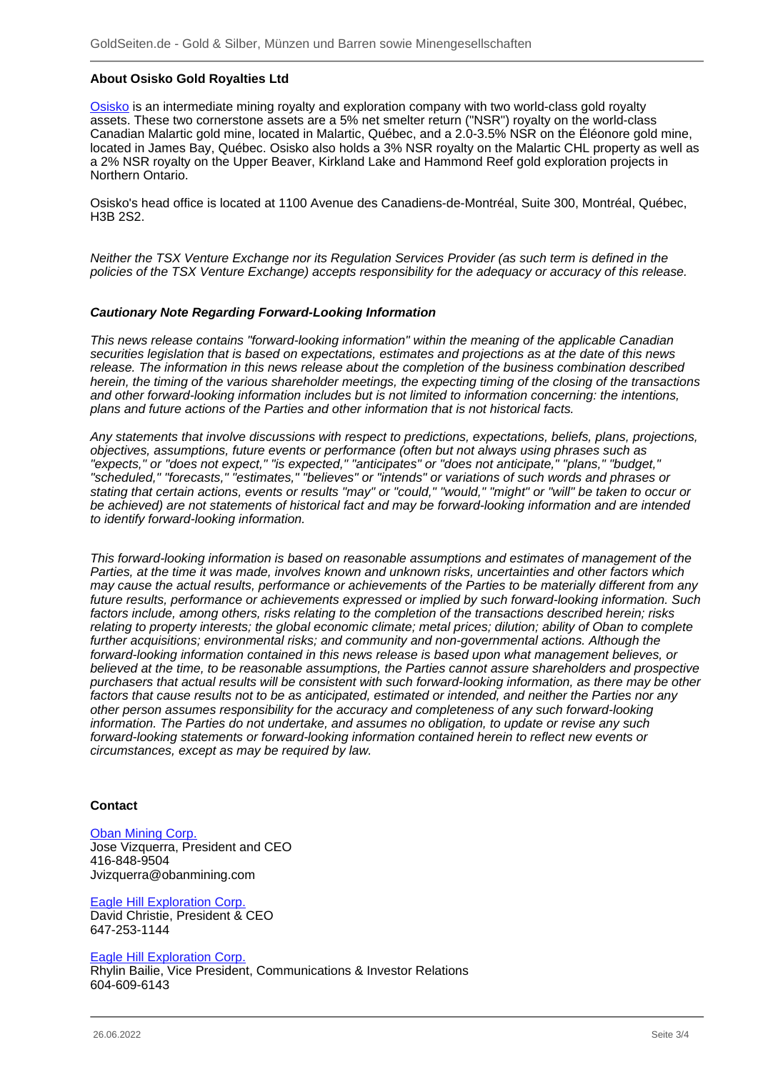**About Osisko Gold Royalties Ltd**

[Osisko] is an intermediate mining royalty and exploration company with two world-class gold royalty assets. These two cornerstone assets are a 5% net smelter return ("NSR") royalty on the world-class Canadian Malartic gold mine, located in Malartic, Québec, and a 2.0-3.5% NSR on the Éléonore gold mine, located in James Bay, Québec. Osisko also holds a 3% NSR royalty on the Malartic CHL property as well as a 2% NSR royalty on the Upper Beaver, Kirkland Lake and Hammond Reef gold exploration projects in Northern Ontario.

Osisko's head office is located at 1100 Avenue des Canadiens-de-Montréal, Suite 300, Montréal, Québec, H3B 2S2.

*Neither the TSX Venture Exchange nor its Regulation Services Provider (as such term is defined in the policies of the TSX Venture Exchange) accepts responsibility for the adequacy or accuracy of this release.*

***Cautionary Note Regarding Forward-Looking Information***

*This news release contains "forward-looking information" within the meaning of the applicable Canadian securities legislation that is based on expectations, estimates and projections as at the date of this news release. The information in this news release about the completion of the business combination described herein, the timing of the various shareholder meetings, the expecting timing of the closing of the transactions and other forward-looking information includes but is not limited to information concerning: the intentions, plans and future actions of the Parties and other information that is not historical facts.*

*Any statements that involve discussions with respect to predictions, expectations, beliefs, plans, projections, objectives, assumptions, future events or performance (often but not always using phrases such as "expects," or "does not expect," "is expected," "anticipates" or "does not anticipate," "plans," "budget," "scheduled," "forecasts," "estimates," "believes" or "intends" or variations of such words and phrases or stating that certain actions, events or results "may" or "could," "would," "might" or "will" be taken to occur or be achieved) are not statements of historical fact and may be forward-looking information and are intended to identify forward-looking information.*

*This forward-looking information is based on reasonable assumptions and estimates of management of the Parties, at the time it was made, involves known and unknown risks, uncertainties and other factors which may cause the actual results, performance or achievements of the Parties to be materially different from any future results, performance or achievements expressed or implied by such forward-looking information. Such factors include, among others, risks relating to the completion of the transactions described herein; risks relating to property interests; the global economic climate; metal prices; dilution; ability of Oban to complete further acquisitions; environmental risks; and community and non-governmental actions. Although the forward-looking information contained in this news release is based upon what management believes, or believed at the time, to be reasonable assumptions, the Parties cannot assure shareholders and prospective purchasers that actual results will be consistent with such forward-looking information, as there may be other factors that cause results not to be as anticipated, estimated or intended, and neither the Parties nor any other person assumes responsibility for the accuracy and completeness of any such forward-looking information. The Parties do not undertake, and assumes no obligation, to update or revise any such forward-looking statements or forward-looking information contained herein to reflect new events or circumstances, except as may be required by law.*

**Contact**

[Oban Mining Corp.]
Jose Vizquerra, President and CEO
416-848-9504
Jvizquerra@obanmining.com

[Eagle Hill Exploration Corp.]
David Christie, President & CEO
647-253-1144

[Eagle Hill Exploration Corp.]
Rhylin Bailie, Vice President, Communications & Investor Relations
604-609-6143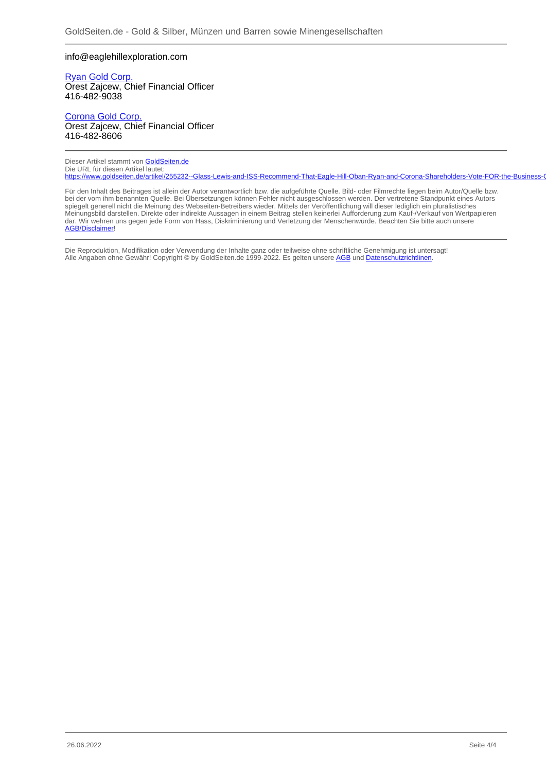info@eaglehillexploration.com

Ryan Gold Corp.
Orest Zajcew, Chief Financial Officer
416-482-9038

Corona Gold Corp.
Orest Zajcew, Chief Financial Officer
416-482-8606

---

Dieser Artikel stammt von GoldSeiten.de
Die URL für diesen Artikel lautet:
https://www.goldseiten.de/artikel/255232--Glass-Lewis-and-ISS-Recommend-That-Eagle-Hill-Oban-Ryan-and-Corona-Shareholders-Vote-FOR-the-Business-C

Für den Inhalt des Beitrages ist allein der Autor verantwortlich bzw. die aufgeführte Quelle. Bild- oder Filmrechte liegen beim Autor/Quelle bzw. bei der vom ihm benannten Quelle. Bei Übersetzungen können Fehler nicht ausgeschlossen werden. Der vertretene Standpunkt eines Autors spiegelt generell nicht die Meinung des Webseiten-Betreibers wieder. Mittels der Veröffentlichung will dieser lediglich ein pluralistisches Meinungsbild darstellen. Direkte oder indirekte Aussagen in einem Beitrag stellen keinerlei Aufforderung zum Kauf-/Verkauf von Wertpapieren dar. Wir wehren uns gegen jede Form von Hass, Diskriminierung und Verletzung der Menschenwürde. Beachten Sie bitte auch unsere AGB/Disclaimer!

---

Die Reproduktion, Modifikation oder Verwendung der Inhalte ganz oder teilweise ohne schriftliche Genehmigung ist untersagt!
Alle Angaben ohne Gewähr! Copyright © by GoldSeiten.de 1999-2022. Es gelten unsere AGB und Datenschutzrichtlinen.